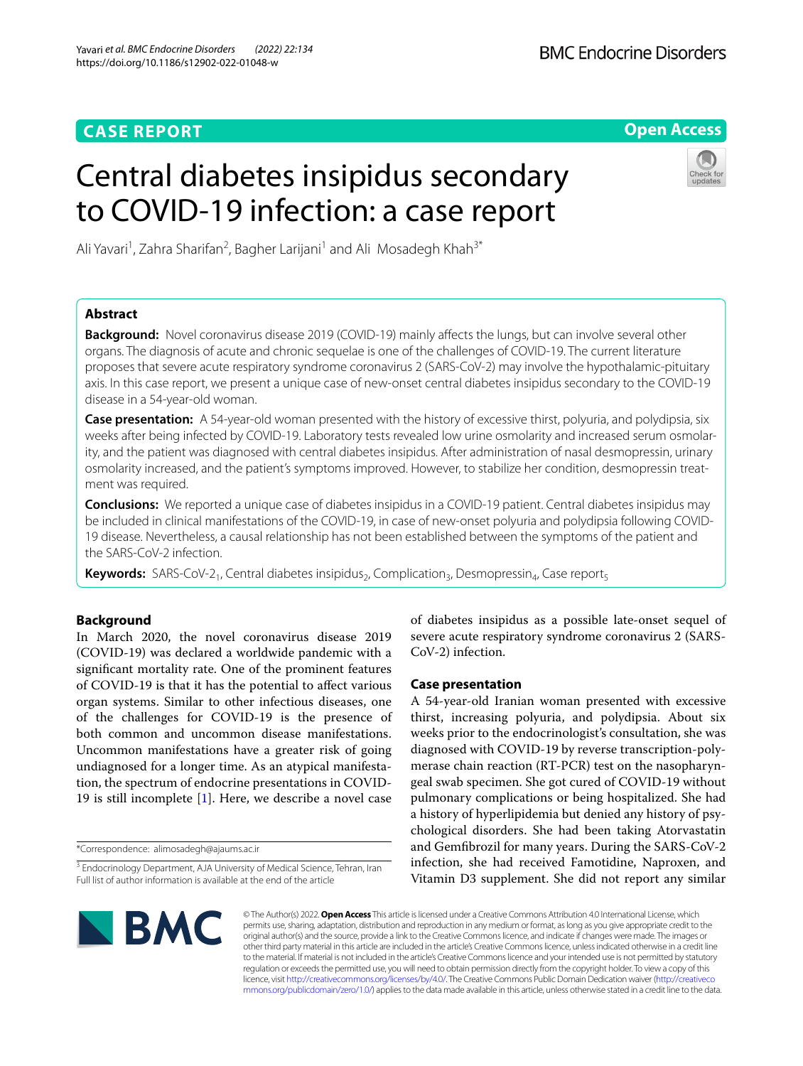CASE REPORT

Open Access

# Central diabetes insipidus secondary to COVID-19 infection: a case report

Ali Yavari[1], Zahra Sharifan[2], Bagher Larijani[1] and Ali Mosadegh Khah[3*]

## Abstract

**Background:** Novel coronavirus disease 2019 (COVID-19) mainly affects the lungs, but can involve several other organs. The diagnosis of acute and chronic sequelae is one of the challenges of COVID-19. The current literature proposes that severe acute respiratory syndrome coronavirus 2 (SARS-CoV-2) may involve the hypothalamic-pituitary axis. In this case report, we present a unique case of new-onset central diabetes insipidus secondary to the COVID-19 disease in a 54-year-old woman.

**Case presentation:** A 54-year-old woman presented with the history of excessive thirst, polyuria, and polydipsia, six weeks after being infected by COVID-19. Laboratory tests revealed low urine osmolarity and increased serum osmolarity, and the patient was diagnosed with central diabetes insipidus. After administration of nasal desmopressin, urinary osmolarity increased, and the patient's symptoms improved. However, to stabilize her condition, desmopressin treatment was required.

**Conclusions:** We reported a unique case of diabetes insipidus in a COVID-19 patient. Central diabetes insipidus may be included in clinical manifestations of the COVID-19, in case of new-onset polyuria and polydipsia following COVID-19 disease. Nevertheless, a causal relationship has not been established between the symptoms of the patient and the SARS-CoV-2 infection.

**Keywords:** SARS-CoV-2$_1$, Central diabetes insipidus$_2$, Complication$_3$, Desmopressin$_4$, Case report$_5$

## Background

In March 2020, the novel coronavirus disease 2019 (COVID-19) was declared a worldwide pandemic with a significant mortality rate. One of the prominent features of COVID-19 is that it has the potential to affect various organ systems. Similar to other infectious diseases, one of the challenges for COVID-19 is the presence of both common and uncommon disease manifestations. Uncommon manifestations have a greater risk of going undiagnosed for a longer time. As an atypical manifestation, the spectrum of endocrine presentations in COVID-19 is still incomplete [1]. Here, we describe a novel case of diabetes insipidus as a possible late-onset sequel of severe acute respiratory syndrome coronavirus 2 (SARS-CoV-2) infection.

## Case presentation

A 54-year-old Iranian woman presented with excessive thirst, increasing polyuria, and polydipsia. About six weeks prior to the endocrinologist's consultation, she was diagnosed with COVID-19 by reverse transcription-polymerase chain reaction (RT-PCR) test on the nasopharyngeal swab specimen. She got cured of COVID-19 without pulmonary complications or being hospitalized. She had a history of hyperlipidemia but denied any history of psychological disorders. She had been taking Atorvastatin and Gemfibrozil for many years. During the SARS-CoV-2 infection, she had received Famotidine, Naproxen, and Vitamin D3 supplement. She did not report any similar

*Correspondence: alimosadegh@ajaums.ac.ir

[3] Endocrinology Department, AJA University of Medical Science, Tehran, Iran
Full list of author information is available at the end of the article

© The Author(s) 2022. **Open Access** This article is licensed under a Creative Commons Attribution 4.0 International License, which permits use, sharing, adaptation, distribution and reproduction in any medium or format, as long as you give appropriate credit to the original author(s) and the source, provide a link to the Creative Commons licence, and indicate if changes were made. The images or other third party material in this article are included in the article's Creative Commons licence, unless indicated otherwise in a credit line to the material. If material is not included in the article's Creative Commons licence and your intended use is not permitted by statutory regulation or exceeds the permitted use, you will need to obtain permission directly from the copyright holder. To view a copy of this licence, visit http://creativecommons.org/licenses/by/4.0/. The Creative Commons Public Domain Dedication waiver (http://creativecommons.org/publicdomain/zero/1.0/) applies to the data made available in this article, unless otherwise stated in a credit line to the data.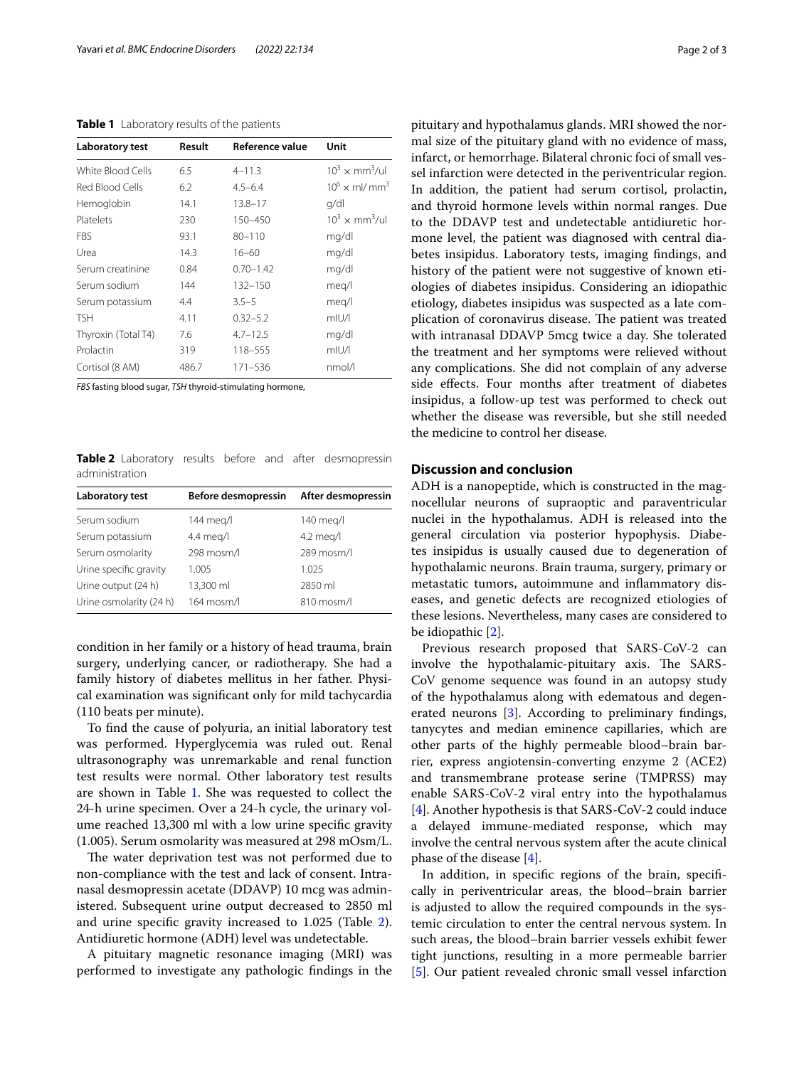**Table 1** Laboratory results of the patients

| Laboratory test | Result | Reference value | Unit |
|---|---|---|---|
| White Blood Cells | 6.5 | 4–11.3 | $10^3 \times mm^3$/ul |
| Red Blood Cells | 6.2 | 4.5–6.4 | $10^6 \times$ ml/ $mm^3$ |
| Hemoglobin | 14.1 | 13.8–17 | g/dl |
| Platelets | 230 | 150–450 | $10^3 \times mm^3$/ul |
| FBS | 93.1 | 80–110 | mg/dl |
| Urea | 14.3 | 16–60 | mg/dl |
| Serum creatinine | 0.84 | 0.70–1.42 | mg/dl |
| Serum sodium | 144 | 132–150 | meq/l |
| Serum potassium | 4.4 | 3.5–5 | meq/l |
| TSH | 4.11 | 0.32–5.2 | mIU/l |
| Thyroxin (Total T4) | 7.6 | 4.7–12.5 | mg/dl |
| Prolactin | 319 | 118–555 | mIU/l |
| Cortisol (8 AM) | 486.7 | 171–536 | nmol/l |

*FBS* fasting blood sugar, *TSH* thyroid-stimulating hormone,

**Table 2** Laboratory results before and after desmopressin administration

| Laboratory test | Before desmopressin | After desmopressin |
|---|---|---|
| Serum sodium | 144 meq/l | 140 meq/l |
| Serum potassium | 4.4 meq/l | 4.2 meq/l |
| Serum osmolarity | 298 mosm/l | 289 mosm/l |
| Urine specific gravity | 1.005 | 1.025 |
| Urine output (24 h) | 13,300 ml | 2850 ml |
| Urine osmolarity (24 h) | 164 mosm/l | 810 mosm/l |

condition in her family or a history of head trauma, brain surgery, underlying cancer, or radiotherapy. She had a family history of diabetes mellitus in her father. Physical examination was significant only for mild tachycardia (110 beats per minute).

To find the cause of polyuria, an initial laboratory test was performed. Hyperglycemia was ruled out. Renal ultrasonography was unremarkable and renal function test results were normal. Other laboratory test results are shown in Table 1. She was requested to collect the 24-h urine specimen. Over a 24-h cycle, the urinary volume reached 13,300 ml with a low urine specific gravity (1.005). Serum osmolarity was measured at 298 mOsm/L.

The water deprivation test was not performed due to non-compliance with the test and lack of consent. Intranasal desmopressin acetate (DDAVP) 10 mcg was administered. Subsequent urine output decreased to 2850 ml and urine specific gravity increased to 1.025 (Table 2). Antidiuretic hormone (ADH) level was undetectable.

A pituitary magnetic resonance imaging (MRI) was performed to investigate any pathologic findings in the pituitary and hypothalamus glands. MRI showed the normal size of the pituitary gland with no evidence of mass, infarct, or hemorrhage. Bilateral chronic foci of small vessel infarction were detected in the periventricular region. In addition, the patient had serum cortisol, prolactin, and thyroid hormone levels within normal ranges. Due to the DDAVP test and undetectable antidiuretic hormone level, the patient was diagnosed with central diabetes insipidus. Laboratory tests, imaging findings, and history of the patient were not suggestive of known etiologies of diabetes insipidus. Considering an idiopathic etiology, diabetes insipidus was suspected as a late complication of coronavirus disease. The patient was treated with intranasal DDAVP 5mcg twice a day. She tolerated the treatment and her symptoms were relieved without any complications. She did not complain of any adverse side effects. Four months after treatment of diabetes insipidus, a follow-up test was performed to check out whether the disease was reversible, but she still needed the medicine to control her disease.

## Discussion and conclusion

ADH is a nanopeptide, which is constructed in the magnocellular neurons of supraoptic and paraventricular nuclei in the hypothalamus. ADH is released into the general circulation via posterior hypophysis. Diabetes insipidus is usually caused due to degeneration of hypothalamic neurons. Brain trauma, surgery, primary or metastatic tumors, autoimmune and inflammatory diseases, and genetic defects are recognized etiologies of these lesions. Nevertheless, many cases are considered to be idiopathic [2].

Previous research proposed that SARS-CoV-2 can involve the hypothalamic-pituitary axis. The SARS-CoV genome sequence was found in an autopsy study of the hypothalamus along with edematous and degenerated neurons [3]. According to preliminary findings, tanycytes and median eminence capillaries, which are other parts of the highly permeable blood–brain barrier, express angiotensin-converting enzyme 2 (ACE2) and transmembrane protease serine (TMPRSS) may enable SARS-CoV-2 viral entry into the hypothalamus [4]. Another hypothesis is that SARS-CoV-2 could induce a delayed immune-mediated response, which may involve the central nervous system after the acute clinical phase of the disease [4].

In addition, in specific regions of the brain, specifically in periventricular areas, the blood–brain barrier is adjusted to allow the required compounds in the systemic circulation to enter the central nervous system. In such areas, the blood–brain barrier vessels exhibit fewer tight junctions, resulting in a more permeable barrier [5]. Our patient revealed chronic small vessel infarction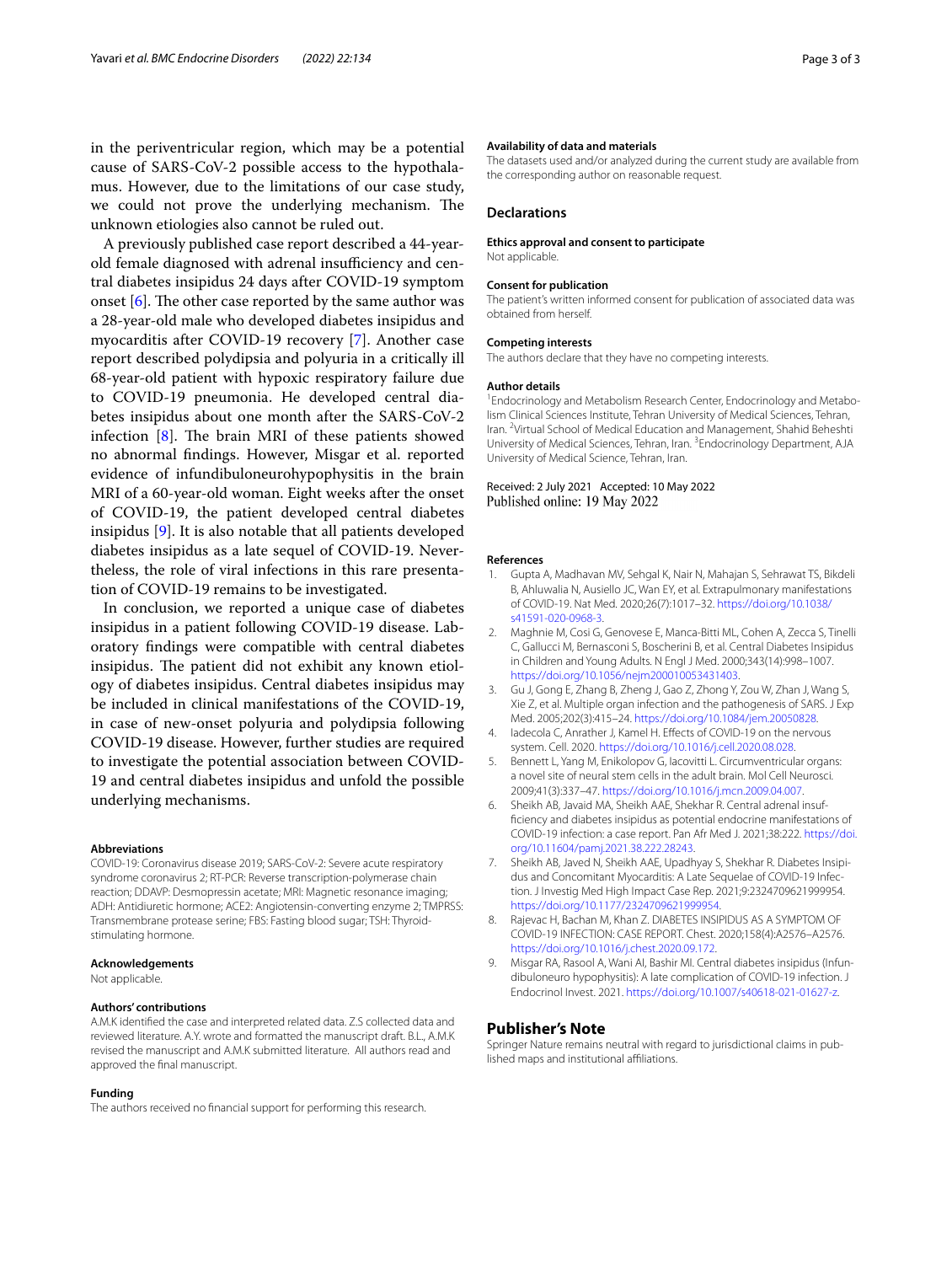in the periventricular region, which may be a potential cause of SARS-CoV-2 possible access to the hypothalamus. However, due to the limitations of our case study, we could not prove the underlying mechanism. The unknown etiologies also cannot be ruled out.

A previously published case report described a 44-year-old female diagnosed with adrenal insufficiency and central diabetes insipidus 24 days after COVID-19 symptom onset [6]. The other case reported by the same author was a 28-year-old male who developed diabetes insipidus and myocarditis after COVID-19 recovery [7]. Another case report described polydipsia and polyuria in a critically ill 68-year-old patient with hypoxic respiratory failure due to COVID-19 pneumonia. He developed central diabetes insipidus about one month after the SARS-CoV-2 infection [8]. The brain MRI of these patients showed no abnormal findings. However, Misgar et al. reported evidence of infundibuloneurohypophysitis in the brain MRI of a 60-year-old woman. Eight weeks after the onset of COVID-19, the patient developed central diabetes insipidus [9]. It is also notable that all patients developed diabetes insipidus as a late sequel of COVID-19. Nevertheless, the role of viral infections in this rare presentation of COVID-19 remains to be investigated.

In conclusion, we reported a unique case of diabetes insipidus in a patient following COVID-19 disease. Laboratory findings were compatible with central diabetes insipidus. The patient did not exhibit any known etiology of diabetes insipidus. Central diabetes insipidus may be included in clinical manifestations of the COVID-19, in case of new-onset polyuria and polydipsia following COVID-19 disease. However, further studies are required to investigate the potential association between COVID-19 and central diabetes insipidus and unfold the possible underlying mechanisms.

#### Abbreviations

COVID-19: Coronavirus disease 2019; SARS-CoV-2: Severe acute respiratory syndrome coronavirus 2; RT-PCR: Reverse transcription-polymerase chain reaction; DDAVP: Desmopressin acetate; MRI: Magnetic resonance imaging; ADH: Antidiuretic hormone; ACE2: Angiotensin-converting enzyme 2; TMPRSS: Transmembrane protease serine; FBS: Fasting blood sugar; TSH: Thyroid-stimulating hormone.

#### Acknowledgements

Not applicable.

#### Authors' contributions

A.M.K identified the case and interpreted related data. Z.S collected data and reviewed literature. A.Y. wrote and formatted the manuscript draft. B.L., A.M.K revised the manuscript and A.M.K submitted literature. All authors read and approved the final manuscript.

#### Funding

The authors received no financial support for performing this research.

#### Availability of data and materials

The datasets used and/or analyzed during the current study are available from the corresponding author on reasonable request.

## Declarations

#### Ethics approval and consent to participate

Not applicable.

#### Consent for publication

The patient's written informed consent for publication of associated data was obtained from herself.

#### Competing interests

The authors declare that they have no competing interests.

#### Author details

[1]Endocrinology and Metabolism Research Center, Endocrinology and Metabolism Clinical Sciences Institute, Tehran University of Medical Sciences, Tehran, Iran. [2]Virtual School of Medical Education and Management, Shahid Beheshti University of Medical Sciences, Tehran, Iran. [3]Endocrinology Department, AJA University of Medical Science, Tehran, Iran.

Received: 2 July 2021 Accepted: 10 May 2022
Published online: 19 May 2022

#### References

1. Gupta A, Madhavan MV, Sehgal K, Nair N, Mahajan S, Sehrawat TS, Bikdeli B, Ahluwalia N, Ausiello JC, Wan EY, et al. Extrapulmonary manifestations of COVID-19. Nat Med. 2020;26(7):1017–32. https://doi.org/10.1038/s41591-020-0968-3.
2. Maghnie M, Cosi G, Genovese E, Manca-Bitti ML, Cohen A, Zecca S, Tinelli C, Gallucci M, Bernasconi S, Boscherini B, et al. Central Diabetes Insipidus in Children and Young Adults. N Engl J Med. 2000;343(14):998–1007. https://doi.org/10.1056/nejm200010053431403.
3. Gu J, Gong E, Zhang B, Zheng J, Gao Z, Zhong Y, Zou W, Zhan J, Wang S, Xie Z, et al. Multiple organ infection and the pathogenesis of SARS. J Exp Med. 2005;202(3):415–24. https://doi.org/10.1084/jem.20050828.
4. Iadecola C, Anrather J, Kamel H. Effects of COVID-19 on the nervous system. Cell. 2020. https://doi.org/10.1016/j.cell.2020.08.028.
5. Bennett L, Yang M, Enikolopov G, Iacovitti L. Circumventricular organs: a novel site of neural stem cells in the adult brain. Mol Cell Neurosci. 2009;41(3):337–47. https://doi.org/10.1016/j.mcn.2009.04.007.
6. Sheikh AB, Javaid MA, Sheikh AAE, Shekhar R. Central adrenal insufficiency and diabetes insipidus as potential endocrine manifestations of COVID-19 infection: a case report. Pan Afr Med J. 2021;38:222. https://doi.org/10.11604/pamj.2021.38.222.28243.
7. Sheikh AB, Javed N, Sheikh AAE, Upadhyay S, Shekhar R. Diabetes Insipidus and Concomitant Myocarditis: A Late Sequelae of COVID-19 Infection. J Investig Med High Impact Case Rep. 2021;9:2324709621999954. https://doi.org/10.1177/2324709621999954.
8. Rajevac H, Bachan M, Khan Z. DIABETES INSIPIDUS AS A SYMPTOM OF COVID-19 INFECTION: CASE REPORT. Chest. 2020;158(4):A2576–A2576. https://doi.org/10.1016/j.chest.2020.09.172.
9. Misgar RA, Rasool A, Wani AI, Bashir MI. Central diabetes insipidus (Infundibuloneuro hypophysitis): A late complication of COVID-19 infection. J Endocrinol Invest. 2021. https://doi.org/10.1007/s40618-021-01627-z.

## Publisher's Note

Springer Nature remains neutral with regard to jurisdictional claims in published maps and institutional affiliations.